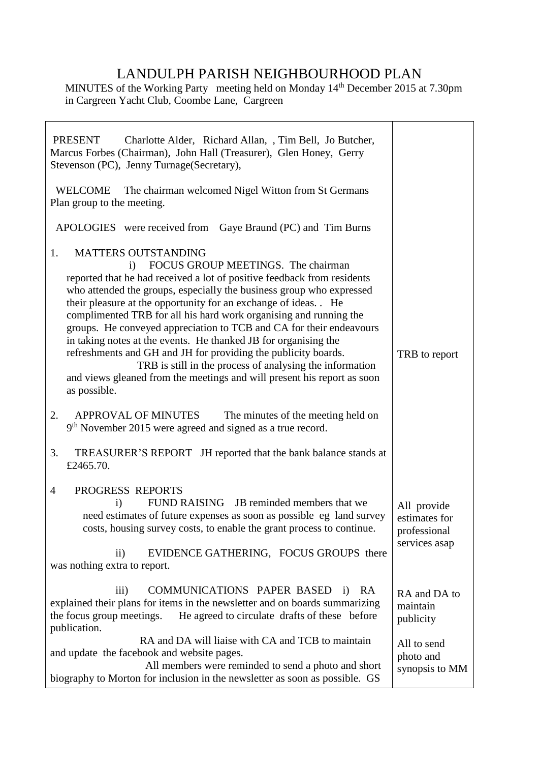# LANDULPH PARISH NEIGHBOURHOOD PLAN

MINUTES of the Working Party meeting held on Monday 14th December 2015 at 7.30pm in Cargreen Yacht Club, Coombe Lane, Cargreen

| | |
|---|---|
| PRESENT Charlotte Alder, Richard Allan, , Tim Bell, Jo Butcher, Marcus Forbes (Chairman), John Hall (Treasurer), Glen Honey, Gerry Stevenson (PC), Jenny Turnage(Secretary), | |
| WELCOME The chairman welcomed Nigel Witton from St Germans Plan group to the meeting. | |
| APOLOGIES were received from Gaye Braund (PC) and Tim Burns | |
| 1. MATTERS OUTSTANDING<br>i) FOCUS GROUP MEETINGS. The chairman reported that he had received a lot of positive feedback from residents who attended the groups, especially the business group who expressed their pleasure at the opportunity for an exchange of ideas. . He complimented TRB for all his hard work organising and running the groups. He conveyed appreciation to TCB and CA for their endeavours in taking notes at the events. He thanked JB for organising the refreshments and GH and JH for providing the publicity boards.<br>TRB is still in the process of analysing the information and views gleaned from the meetings and will present his report as soon as possible. | TRB to report |
| 2. APPROVAL OF MINUTES The minutes of the meeting held on 9th November 2015 were agreed and signed as a true record. | |
| 3. TREASURER'S REPORT JH reported that the bank balance stands at £2465.70. | |
| 4 PROGRESS REPORTS<br>i) FUND RAISING JB reminded members that we need estimates of future expenses as soon as possible eg land survey costs, housing survey costs, to enable the grant process to continue. | All provide estimates for professional services asap |
| ii) EVIDENCE GATHERING, FOCUS GROUPS there was nothing extra to report. | |
| iii) COMMUNICATIONS PAPER BASED i) RA explained their plans for items in the newsletter and on boards summarizing the focus group meetings. He agreed to circulate drafts of these before publication.<br>RA and DA will liaise with CA and TCB to maintain and update the facebook and website pages.<br>All members were reminded to send a photo and short biography to Morton for inclusion in the newsletter as soon as possible. GS | RA and DA to maintain publicity<br><br>All to send photo and synopsis to MM |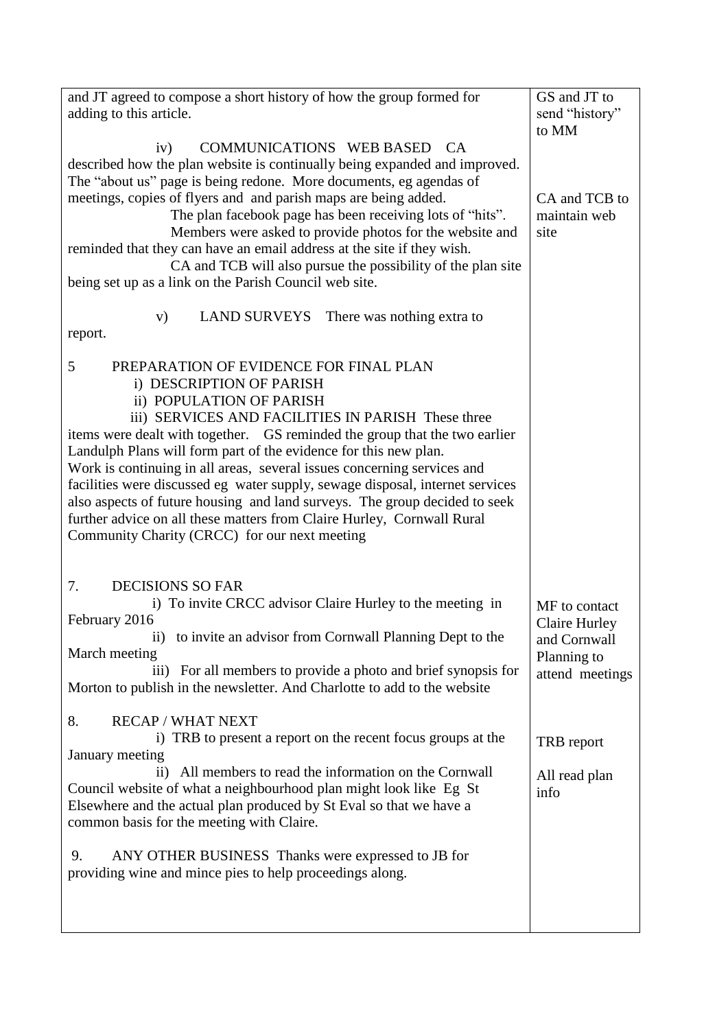| | |
|---|---|
| and JT agreed to compose a short history of how the group formed for adding to this article. | GS and JT to send "history" to MM |
| iv) COMMUNICATIONS WEB BASED CA described how the plan website is continually being expanded and improved. The "about us" page is being redone. More documents, eg agendas of meetings, copies of flyers and and parish maps are being added. The plan facebook page has been receiving lots of "hits". Members were asked to provide photos for the website and reminded that they can have an email address at the site if they wish. CA and TCB will also pursue the possibility of the plan site being set up as a link on the Parish Council web site. | CA and TCB to maintain web site |
| v) LAND SURVEYS There was nothing extra to report. | |
| 5 PREPARATION OF EVIDENCE FOR FINAL PLAN<br>i) DESCRIPTION OF PARISH<br>ii) POPULATION OF PARISH<br>iii) SERVICES AND FACILITIES IN PARISH These three items were dealt with together. GS reminded the group that the two earlier Landulph Plans will form part of the evidence for this new plan. Work is continuing in all areas, several issues concerning services and facilities were discussed eg water supply, sewage disposal, internet services also aspects of future housing and land surveys. The group decided to seek further advice on all these matters from Claire Hurley, Cornwall Rural Community Charity (CRCC) for our next meeting | |
| 7. DECISIONS SO FAR<br>i) To invite CRCC advisor Claire Hurley to the meeting in February 2016<br>ii) to invite an advisor from Cornwall Planning Dept to the March meeting<br>iii) For all members to provide a photo and brief synopsis for Morton to publish in the newsletter. And Charlotte to add to the website | MF to contact Claire Hurley and Cornwall Planning to attend meetings |
| 8. RECAP / WHAT NEXT<br>i) TRB to present a report on the recent focus groups at the January meeting<br>ii) All members to read the information on the Cornwall Council website of what a neighbourhood plan might look like Eg St Elsewhere and the actual plan produced by St Eval so that we have a common basis for the meeting with Claire. | TRB report<br><br>All read plan info |
| 9. ANY OTHER BUSINESS Thanks were expressed to JB for providing wine and mince pies to help proceedings along. | |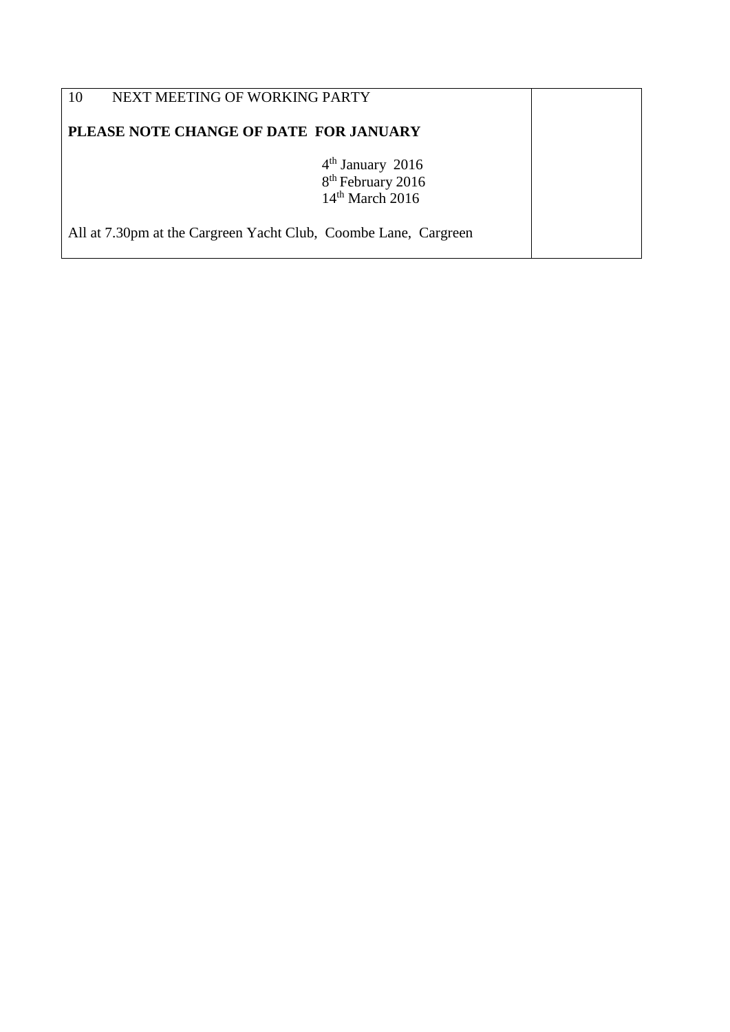| | |
|---|---|
| 10 NEXT MEETING OF WORKING PARTY<br><br>**PLEASE NOTE CHANGE OF DATE FOR JANUARY**<br><br>4th January 2016<br>8th February 2016<br>14th March 2016<br><br>All at 7.30pm at the Cargreen Yacht Club, Coombe Lane, Cargreen | |